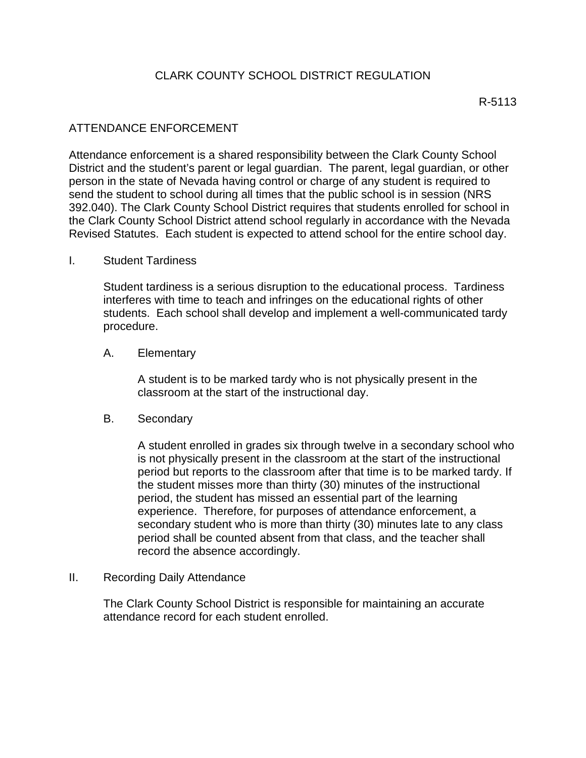# CLARK COUNTY SCHOOL DISTRICT REGULATION

R-5113

## ATTENDANCE ENFORCEMENT

Attendance enforcement is a shared responsibility between the Clark County School District and the student's parent or legal guardian. The parent, legal guardian, or other person in the state of Nevada having control or charge of any student is required to send the student to school during all times that the public school is in session (NRS 392.040). The Clark County School District requires that students enrolled for school in the Clark County School District attend school regularly in accordance with the Nevada Revised Statutes. Each student is expected to attend school for the entire school day.

I. Student Tardiness

Student tardiness is a serious disruption to the educational process. Tardiness interferes with time to teach and infringes on the educational rights of other students. Each school shall develop and implement a well-communicated tardy procedure.

A. Elementary

A student is to be marked tardy who is not physically present in the classroom at the start of the instructional day.

B. Secondary

A student enrolled in grades six through twelve in a secondary school who is not physically present in the classroom at the start of the instructional period but reports to the classroom after that time is to be marked tardy. If the student misses more than thirty (30) minutes of the instructional period, the student has missed an essential part of the learning experience. Therefore, for purposes of attendance enforcement, a secondary student who is more than thirty (30) minutes late to any class period shall be counted absent from that class, and the teacher shall record the absence accordingly.

II. Recording Daily Attendance

The Clark County School District is responsible for maintaining an accurate attendance record for each student enrolled.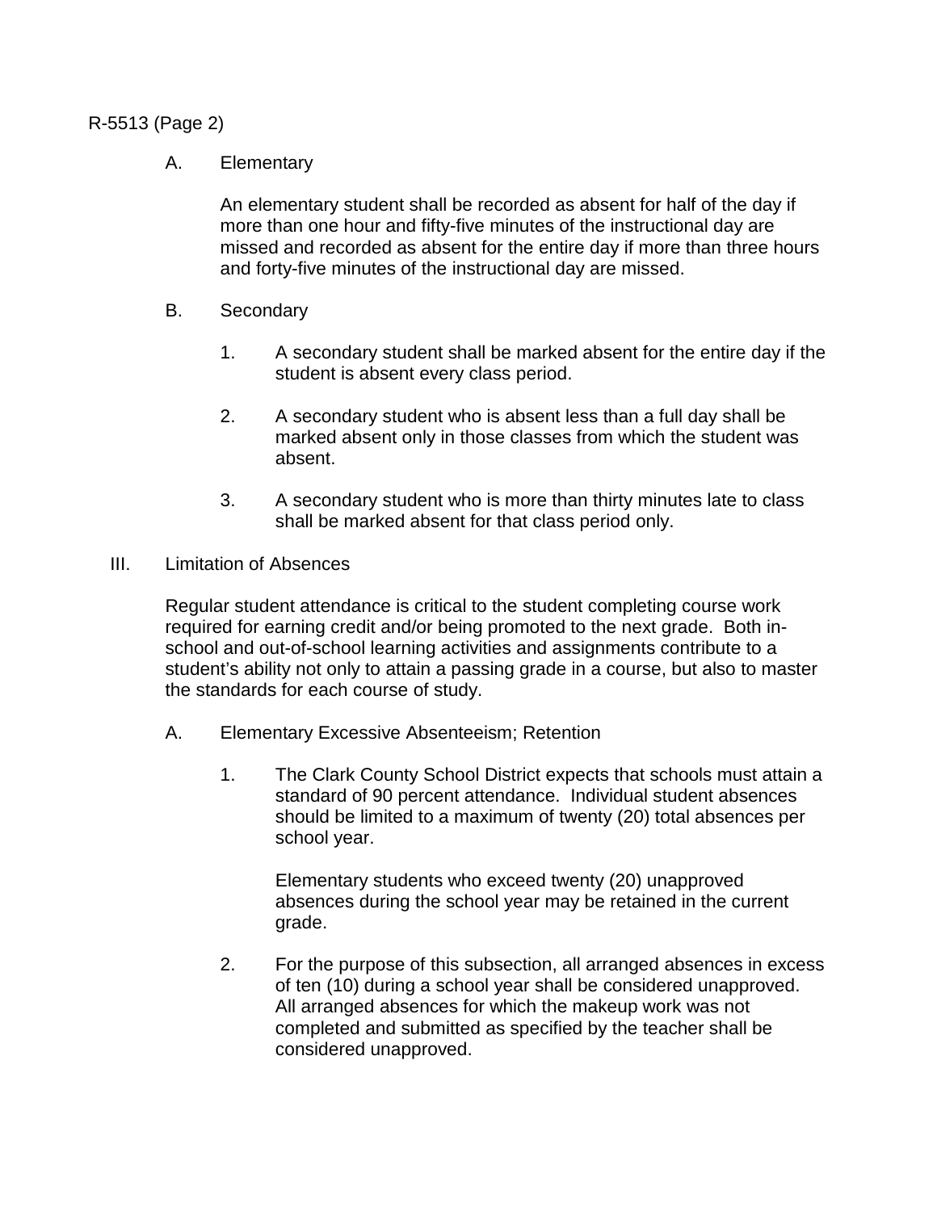A. Elementary

An elementary student shall be recorded as absent for half of the day if more than one hour and fifty-five minutes of the instructional day are missed and recorded as absent for the entire day if more than three hours and forty-five minutes of the instructional day are missed.

B. Secondary

1. A secondary student shall be marked absent for the entire day if the student is absent every class period.

2. A secondary student who is absent less than a full day shall be marked absent only in those classes from which the student was absent.

3. A secondary student who is more than thirty minutes late to class shall be marked absent for that class period only.

III. Limitation of Absences

Regular student attendance is critical to the student completing course work required for earning credit and/or being promoted to the next grade. Both in-school and out-of-school learning activities and assignments contribute to a student's ability not only to attain a passing grade in a course, but also to master the standards for each course of study.

A. Elementary Excessive Absenteeism; Retention

1. The Clark County School District expects that schools must attain a standard of 90 percent attendance. Individual student absences should be limited to a maximum of twenty (20) total absences per school year.

   Elementary students who exceed twenty (20) unapproved absences during the school year may be retained in the current grade.

2. For the purpose of this subsection, all arranged absences in excess of ten (10) during a school year shall be considered unapproved. All arranged absences for which the makeup work was not completed and submitted as specified by the teacher shall be considered unapproved.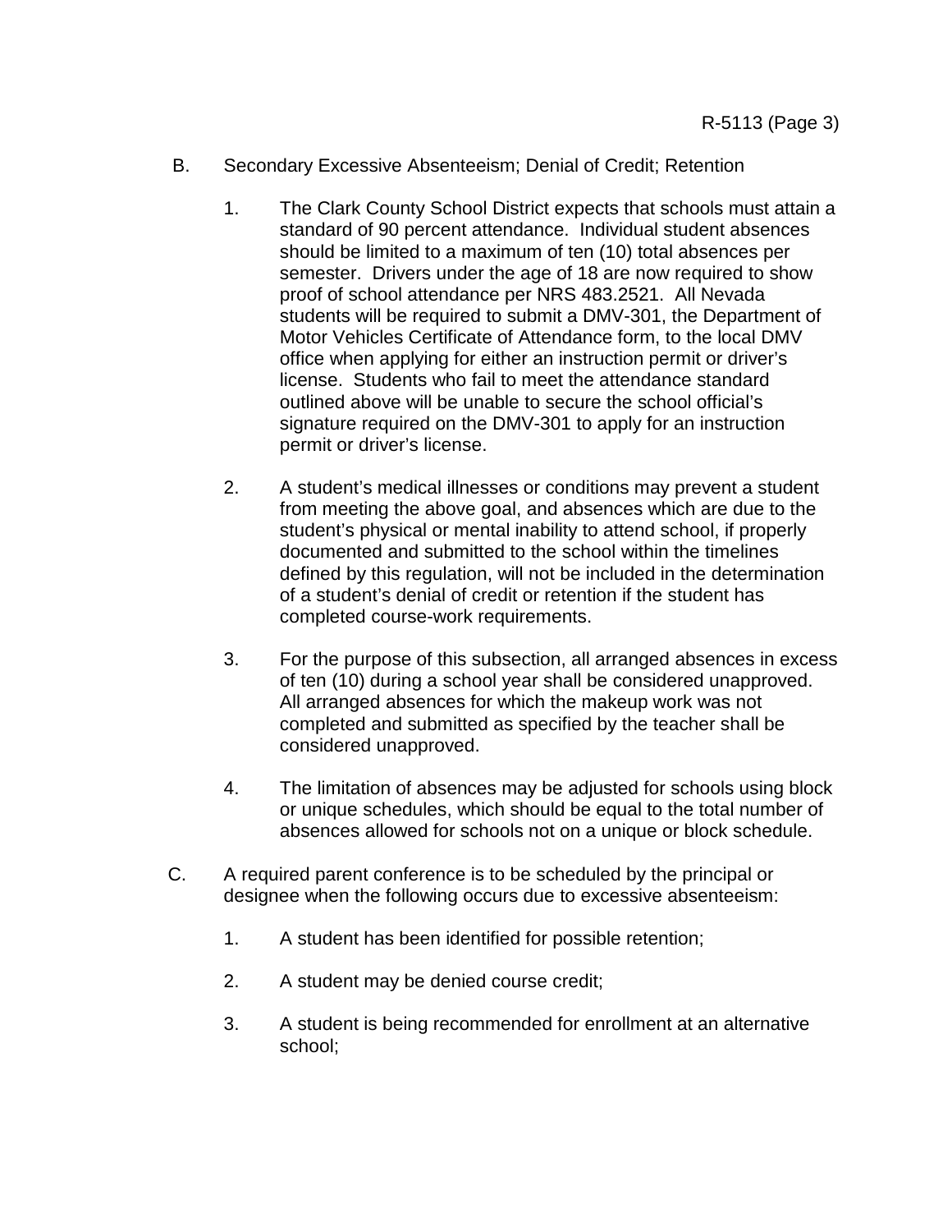B. Secondary Excessive Absenteeism; Denial of Credit; Retention

1. The Clark County School District expects that schools must attain a standard of 90 percent attendance. Individual student absences should be limited to a maximum of ten (10) total absences per semester. Drivers under the age of 18 are now required to show proof of school attendance per NRS 483.2521. All Nevada students will be required to submit a DMV-301, the Department of Motor Vehicles Certificate of Attendance form, to the local DMV office when applying for either an instruction permit or driver's license. Students who fail to meet the attendance standard outlined above will be unable to secure the school official's signature required on the DMV-301 to apply for an instruction permit or driver's license.

2. A student's medical illnesses or conditions may prevent a student from meeting the above goal, and absences which are due to the student's physical or mental inability to attend school, if properly documented and submitted to the school within the timelines defined by this regulation, will not be included in the determination of a student's denial of credit or retention if the student has completed course-work requirements.

3. For the purpose of this subsection, all arranged absences in excess of ten (10) during a school year shall be considered unapproved. All arranged absences for which the makeup work was not completed and submitted as specified by the teacher shall be considered unapproved.

4. The limitation of absences may be adjusted for schools using block or unique schedules, which should be equal to the total number of absences allowed for schools not on a unique or block schedule.

C. A required parent conference is to be scheduled by the principal or designee when the following occurs due to excessive absenteeism:

1. A student has been identified for possible retention;

2. A student may be denied course credit;

3. A student is being recommended for enrollment at an alternative school;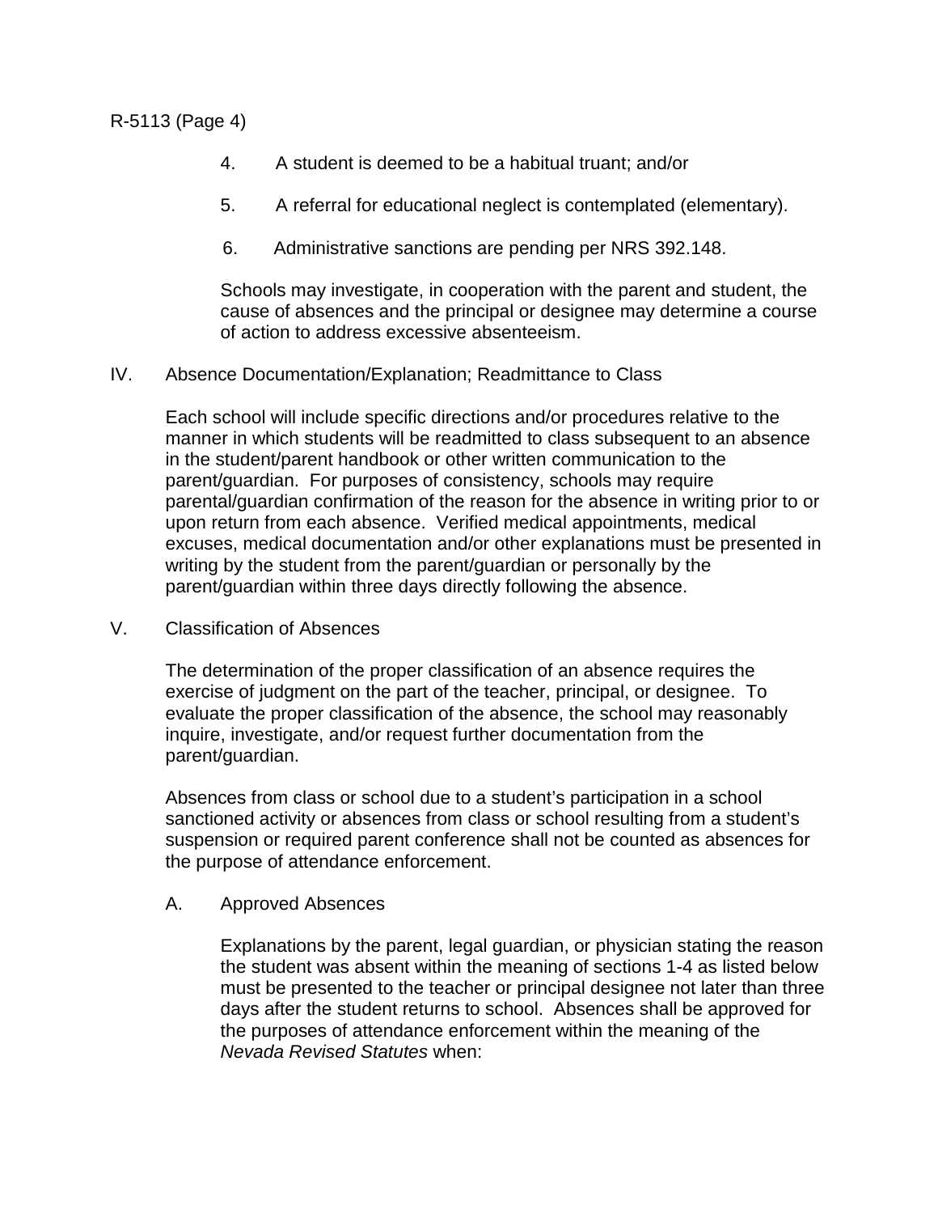4. A student is deemed to be a habitual truant; and/or

5. A referral for educational neglect is contemplated (elementary).

6. Administrative sanctions are pending per NRS 392.148.

Schools may investigate, in cooperation with the parent and student, the cause of absences and the principal or designee may determine a course of action to address excessive absenteeism.

## IV. Absence Documentation/Explanation; Readmittance to Class

Each school will include specific directions and/or procedures relative to the manner in which students will be readmitted to class subsequent to an absence in the student/parent handbook or other written communication to the parent/guardian. For purposes of consistency, schools may require parental/guardian confirmation of the reason for the absence in writing prior to or upon return from each absence. Verified medical appointments, medical excuses, medical documentation and/or other explanations must be presented in writing by the student from the parent/guardian or personally by the parent/guardian within three days directly following the absence.

## V. Classification of Absences

The determination of the proper classification of an absence requires the exercise of judgment on the part of the teacher, principal, or designee. To evaluate the proper classification of the absence, the school may reasonably inquire, investigate, and/or request further documentation from the parent/guardian.

Absences from class or school due to a student's participation in a school sanctioned activity or absences from class or school resulting from a student's suspension or required parent conference shall not be counted as absences for the purpose of attendance enforcement.

### A. Approved Absences

Explanations by the parent, legal guardian, or physician stating the reason the student was absent within the meaning of sections 1-4 as listed below must be presented to the teacher or principal designee not later than three days after the student returns to school. Absences shall be approved for the purposes of attendance enforcement within the meaning of the *Nevada Revised Statutes* when: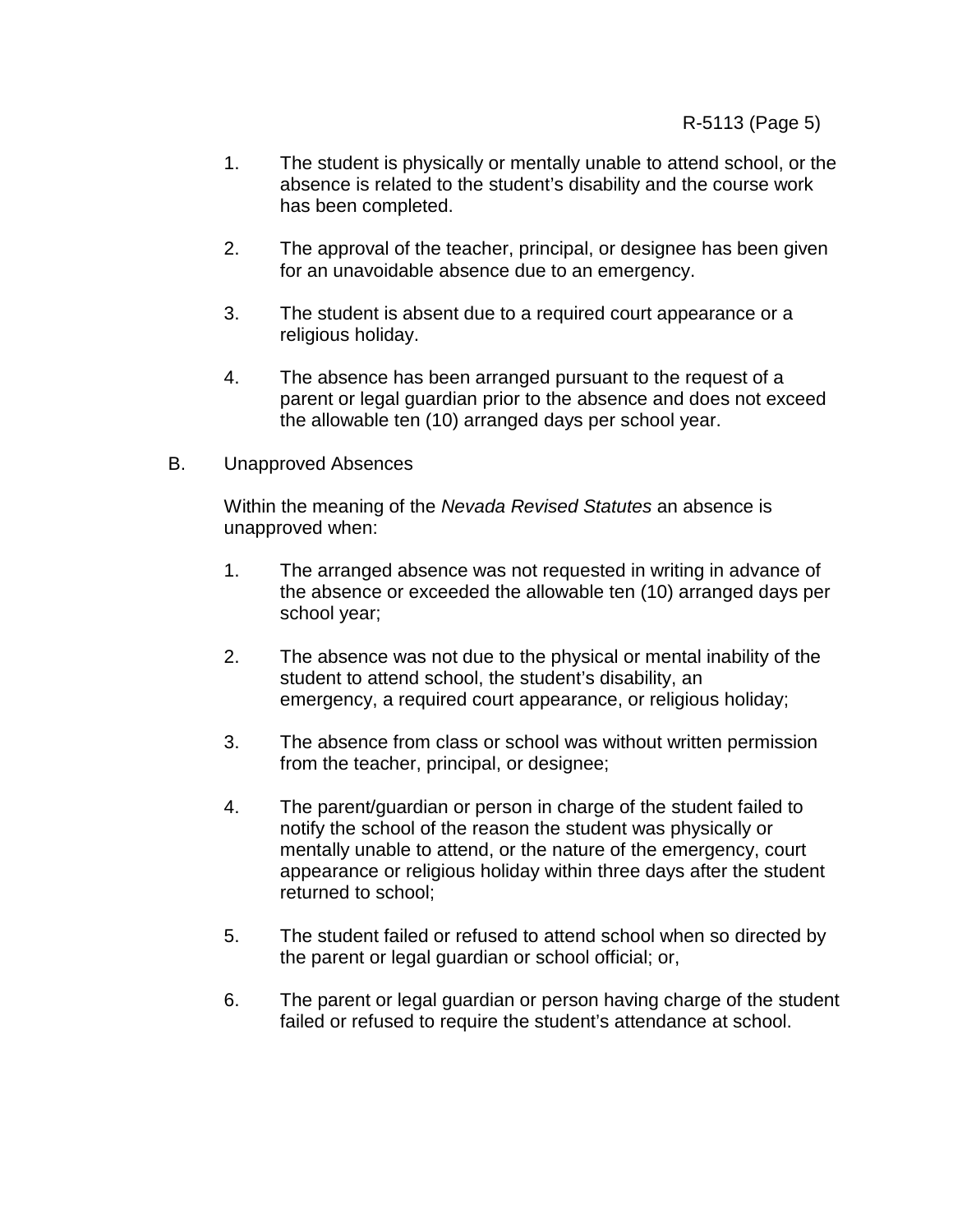1. The student is physically or mentally unable to attend school, or the absence is related to the student's disability and the course work has been completed.

2. The approval of the teacher, principal, or designee has been given for an unavoidable absence due to an emergency.

3. The student is absent due to a required court appearance or a religious holiday.

4. The absence has been arranged pursuant to the request of a parent or legal guardian prior to the absence and does not exceed the allowable ten (10) arranged days per school year.

B. Unapproved Absences

Within the meaning of the *Nevada Revised Statutes* an absence is unapproved when:

1. The arranged absence was not requested in writing in advance of the absence or exceeded the allowable ten (10) arranged days per school year;

2. The absence was not due to the physical or mental inability of the student to attend school, the student's disability, an emergency, a required court appearance, or religious holiday;

3. The absence from class or school was without written permission from the teacher, principal, or designee;

4. The parent/guardian or person in charge of the student failed to notify the school of the reason the student was physically or mentally unable to attend, or the nature of the emergency, court appearance or religious holiday within three days after the student returned to school;

5. The student failed or refused to attend school when so directed by the parent or legal guardian or school official; or,

6. The parent or legal guardian or person having charge of the student failed or refused to require the student's attendance at school.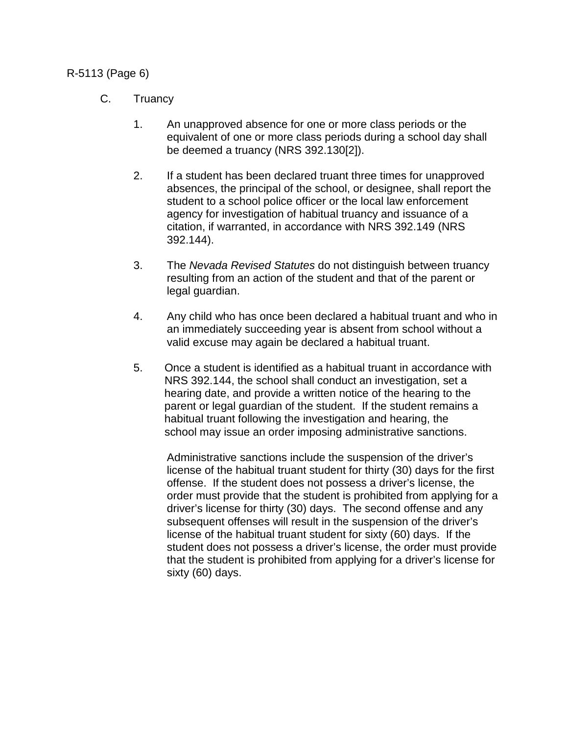C. Truancy

1. An unapproved absence for one or more class periods or the equivalent of one or more class periods during a school day shall be deemed a truancy (NRS 392.130[2]).

2. If a student has been declared truant three times for unapproved absences, the principal of the school, or designee, shall report the student to a school police officer or the local law enforcement agency for investigation of habitual truancy and issuance of a citation, if warranted, in accordance with NRS 392.149 (NRS 392.144).

3. The *Nevada Revised Statutes* do not distinguish between truancy resulting from an action of the student and that of the parent or legal guardian.

4. Any child who has once been declared a habitual truant and who in an immediately succeeding year is absent from school without a valid excuse may again be declared a habitual truant.

5. Once a student is identified as a habitual truant in accordance with NRS 392.144, the school shall conduct an investigation, set a hearing date, and provide a written notice of the hearing to the parent or legal guardian of the student. If the student remains a habitual truant following the investigation and hearing, the school may issue an order imposing administrative sanctions.

   Administrative sanctions include the suspension of the driver's license of the habitual truant student for thirty (30) days for the first offense. If the student does not possess a driver's license, the order must provide that the student is prohibited from applying for a driver's license for thirty (30) days. The second offense and any subsequent offenses will result in the suspension of the driver's license of the habitual truant student for sixty (60) days. If the student does not possess a driver's license, the order must provide that the student is prohibited from applying for a driver's license for sixty (60) days.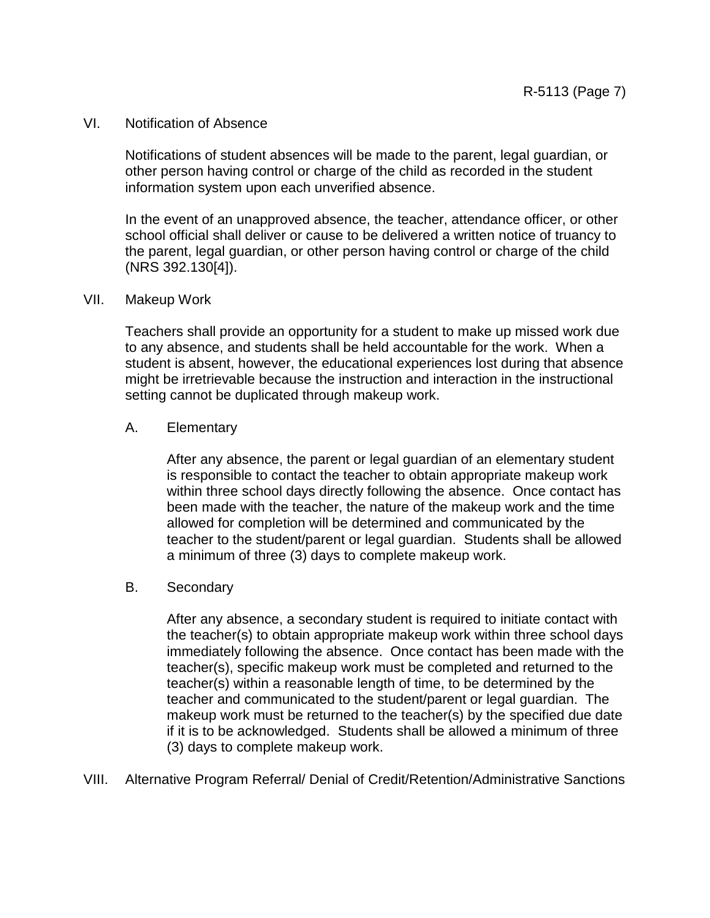## VI. Notification of Absence

Notifications of student absences will be made to the parent, legal guardian, or other person having control or charge of the child as recorded in the student information system upon each unverified absence.

In the event of an unapproved absence, the teacher, attendance officer, or other school official shall deliver or cause to be delivered a written notice of truancy to the parent, legal guardian, or other person having control or charge of the child (NRS 392.130[4]).

## VII. Makeup Work

Teachers shall provide an opportunity for a student to make up missed work due to any absence, and students shall be held accountable for the work. When a student is absent, however, the educational experiences lost during that absence might be irretrievable because the instruction and interaction in the instructional setting cannot be duplicated through makeup work.

### A. Elementary

After any absence, the parent or legal guardian of an elementary student is responsible to contact the teacher to obtain appropriate makeup work within three school days directly following the absence. Once contact has been made with the teacher, the nature of the makeup work and the time allowed for completion will be determined and communicated by the teacher to the student/parent or legal guardian. Students shall be allowed a minimum of three (3) days to complete makeup work.

### B. Secondary

After any absence, a secondary student is required to initiate contact with the teacher(s) to obtain appropriate makeup work within three school days immediately following the absence. Once contact has been made with the teacher(s), specific makeup work must be completed and returned to the teacher(s) within a reasonable length of time, to be determined by the teacher and communicated to the student/parent or legal guardian. The makeup work must be returned to the teacher(s) by the specified due date if it is to be acknowledged. Students shall be allowed a minimum of three (3) days to complete makeup work.

## VIII. Alternative Program Referral/ Denial of Credit/Retention/Administrative Sanctions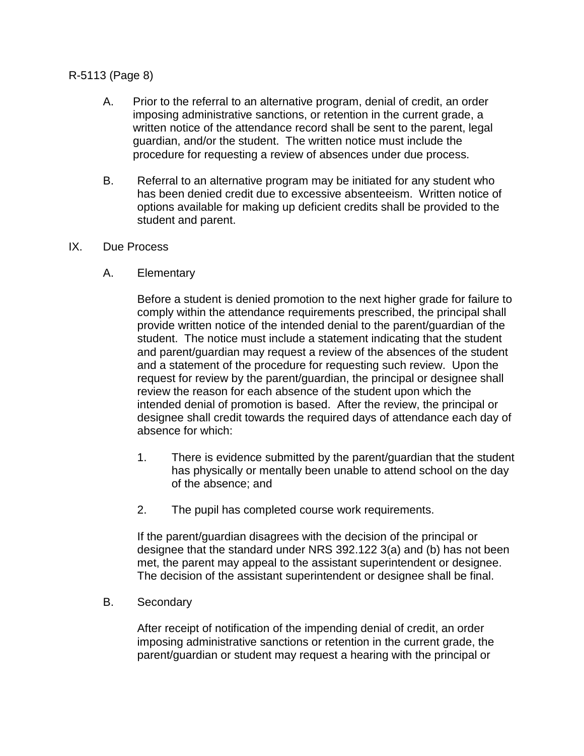A. Prior to the referral to an alternative program, denial of credit, an order imposing administrative sanctions, or retention in the current grade, a written notice of the attendance record shall be sent to the parent, legal guardian, and/or the student. The written notice must include the procedure for requesting a review of absences under due process.

B. Referral to an alternative program may be initiated for any student who has been denied credit due to excessive absenteeism. Written notice of options available for making up deficient credits shall be provided to the student and parent.

IX. Due Process

A. Elementary

Before a student is denied promotion to the next higher grade for failure to comply within the attendance requirements prescribed, the principal shall provide written notice of the intended denial to the parent/guardian of the student. The notice must include a statement indicating that the student and parent/guardian may request a review of the absences of the student and a statement of the procedure for requesting such review. Upon the request for review by the parent/guardian, the principal or designee shall review the reason for each absence of the student upon which the intended denial of promotion is based. After the review, the principal or designee shall credit towards the required days of attendance each day of absence for which:

1. There is evidence submitted by the parent/guardian that the student has physically or mentally been unable to attend school on the day of the absence; and

2. The pupil has completed course work requirements.

If the parent/guardian disagrees with the decision of the principal or designee that the standard under NRS 392.122 3(a) and (b) has not been met, the parent may appeal to the assistant superintendent or designee. The decision of the assistant superintendent or designee shall be final.

B. Secondary

After receipt of notification of the impending denial of credit, an order imposing administrative sanctions or retention in the current grade, the parent/guardian or student may request a hearing with the principal or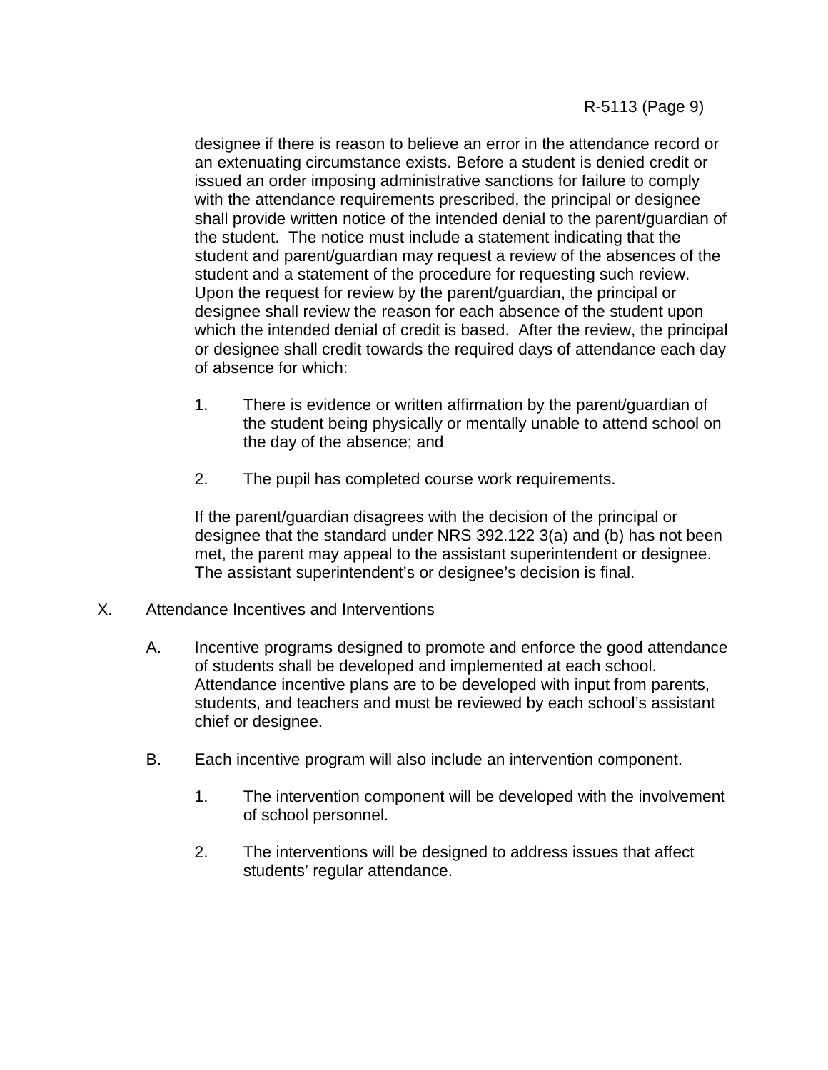designee if there is reason to believe an error in the attendance record or an extenuating circumstance exists. Before a student is denied credit or issued an order imposing administrative sanctions for failure to comply with the attendance requirements prescribed, the principal or designee shall provide written notice of the intended denial to the parent/guardian of the student. The notice must include a statement indicating that the student and parent/guardian may request a review of the absences of the student and a statement of the procedure for requesting such review. Upon the request for review by the parent/guardian, the principal or designee shall review the reason for each absence of the student upon which the intended denial of credit is based. After the review, the principal or designee shall credit towards the required days of attendance each day of absence for which:

1. There is evidence or written affirmation by the parent/guardian of the student being physically or mentally unable to attend school on the day of the absence; and

2. The pupil has completed course work requirements.

If the parent/guardian disagrees with the decision of the principal or designee that the standard under NRS 392.122 3(a) and (b) has not been met, the parent may appeal to the assistant superintendent or designee. The assistant superintendent's or designee's decision is final.

X. Attendance Incentives and Interventions

A. Incentive programs designed to promote and enforce the good attendance of students shall be developed and implemented at each school. Attendance incentive plans are to be developed with input from parents, students, and teachers and must be reviewed by each school's assistant chief or designee.

B. Each incentive program will also include an intervention component.

1. The intervention component will be developed with the involvement of school personnel.

2. The interventions will be designed to address issues that affect students' regular attendance.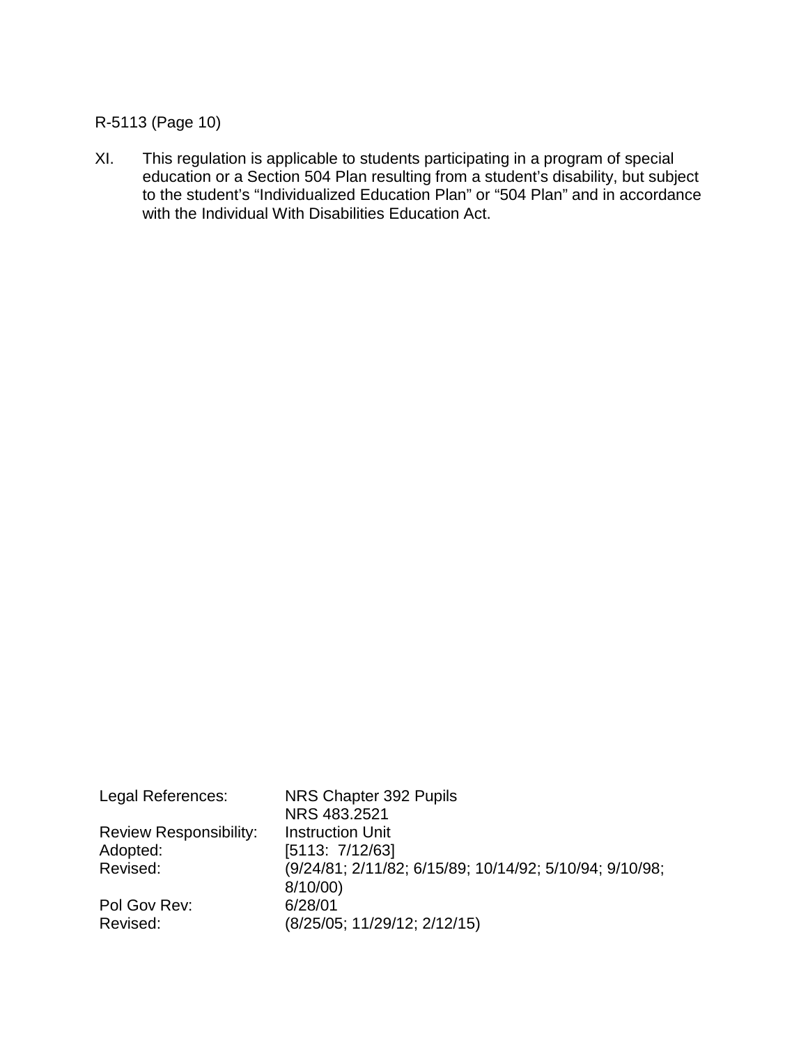XI. This regulation is applicable to students participating in a program of special education or a Section 504 Plan resulting from a student's disability, but subject to the student's "Individualized Education Plan" or "504 Plan" and in accordance with the Individual With Disabilities Education Act.

| | |
|---|---|
| Legal References: | NRS Chapter 392 Pupils |
| | NRS 483.2521 |
| Review Responsibility: | Instruction Unit |
| Adopted: | [5113: 7/12/63] |
| Revised: | (9/24/81; 2/11/82; 6/15/89; 10/14/92; 5/10/94; 9/10/98; 8/10/00) |
| Pol Gov Rev: | 6/28/01 |
| Revised: | (8/25/05; 11/29/12; 2/12/15) |